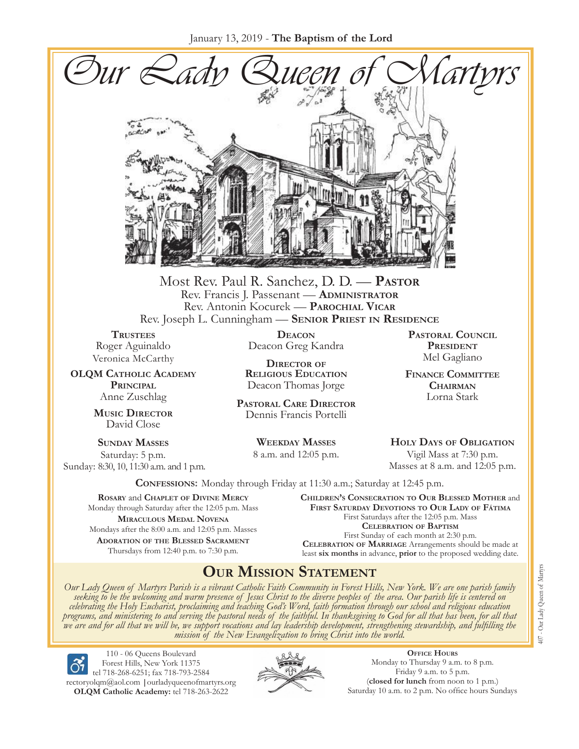January 13, 2019 - **The Baptism of the Lord**

# Our Lady Queen of Martyrs

Most Rev. Paul R. Sanchez, D. D. — **Pastor**
Rev. Francis J. Passenant — **Administrator**
Rev. Antonin Kocurek — **Parochial Vicar**
Rev. Joseph L. Cunningham — **Senior Priest in Residence**

**Trustees**
Roger Aguinaldo
Veronica McCarthy

**OLQM Catholic Academy Principal**
Anne Zuschlag

**Music Director**
David Close

**Deacon**
Deacon Greg Kandra

**Director of Religious Education**
Deacon Thomas Jorge

**Pastoral Care Director**
Dennis Francis Portelli

**Pastoral Council President**
Mel Gagliano

**Finance Committee Chairman**
Lorna Stark

**Sunday Masses**
Saturday: 5 p.m.
Sunday: 8:30, 10, 11:30 a.m. and 1 p.m.

**Weekday Masses**
8 a.m. and 12:05 p.m.

**Holy Days of Obligation**
Vigil Mass at 7:30 p.m.
Masses at 8 a.m. and 12:05 p.m.

**Confessions:** Monday through Friday at 11:30 a.m.; Saturday at 12:45 p.m.

**Rosary** and **Chaplet of Divine Mercy**
Monday through Saturday after the 12:05 p.m. Mass

**Miraculous Medal Novena**
Mondays after the 8:00 a.m. and 12:05 p.m. Masses

**Adoration of the Blessed Sacrament**
Thursdays from 12:40 p.m. to 7:30 p.m.

**Children's Consecration to Our Blessed Mother** and **First Saturday Devotions to Our Lady of Fátima**
First Saturdays after the 12:05 p.m. Mass

**Celebration of Baptism**
First Sunday of each month at 2:30 p.m.

**Celebration of Marriage** Arrangements should be made at least **six months** in advance, **prior** to the proposed wedding date.

## Our Mission Statement

*Our Lady Queen of Martyrs Parish is a vibrant Catholic Faith Community in Forest Hills, New York. We are one parish family seeking to be the welcoming and warm presence of Jesus Christ to the diverse peoples of the area. Our parish life is centered on celebrating the Holy Eucharist, proclaiming and teaching God's Word, faith formation through our school and religious education programs, and ministering to and serving the pastoral needs of the faithful. In thanksgiving to God for all that has been, for all that we are and for all that we will be, we support vocations and lay leadership development, strengthening stewardship, and fulfilling the mission of the New Evangelization to bring Christ into the world.*

110 - 06 Queens Boulevard
Forest Hills, New York 11375
tel 718-268-6251; fax 718-793-2584
rectoryolqm@aol.com | ourladyqueenofmartyrs.org
**OLQM Catholic Academy:** tel 718-263-2622

**Office Hours**
Monday to Thursday 9 a.m. to 8 p.m.
Friday 9 a.m. to 5 p.m.
(**closed for lunch** from noon to 1 p.m.)
Saturday 10 a.m. to 2 p.m. No office hours Sundays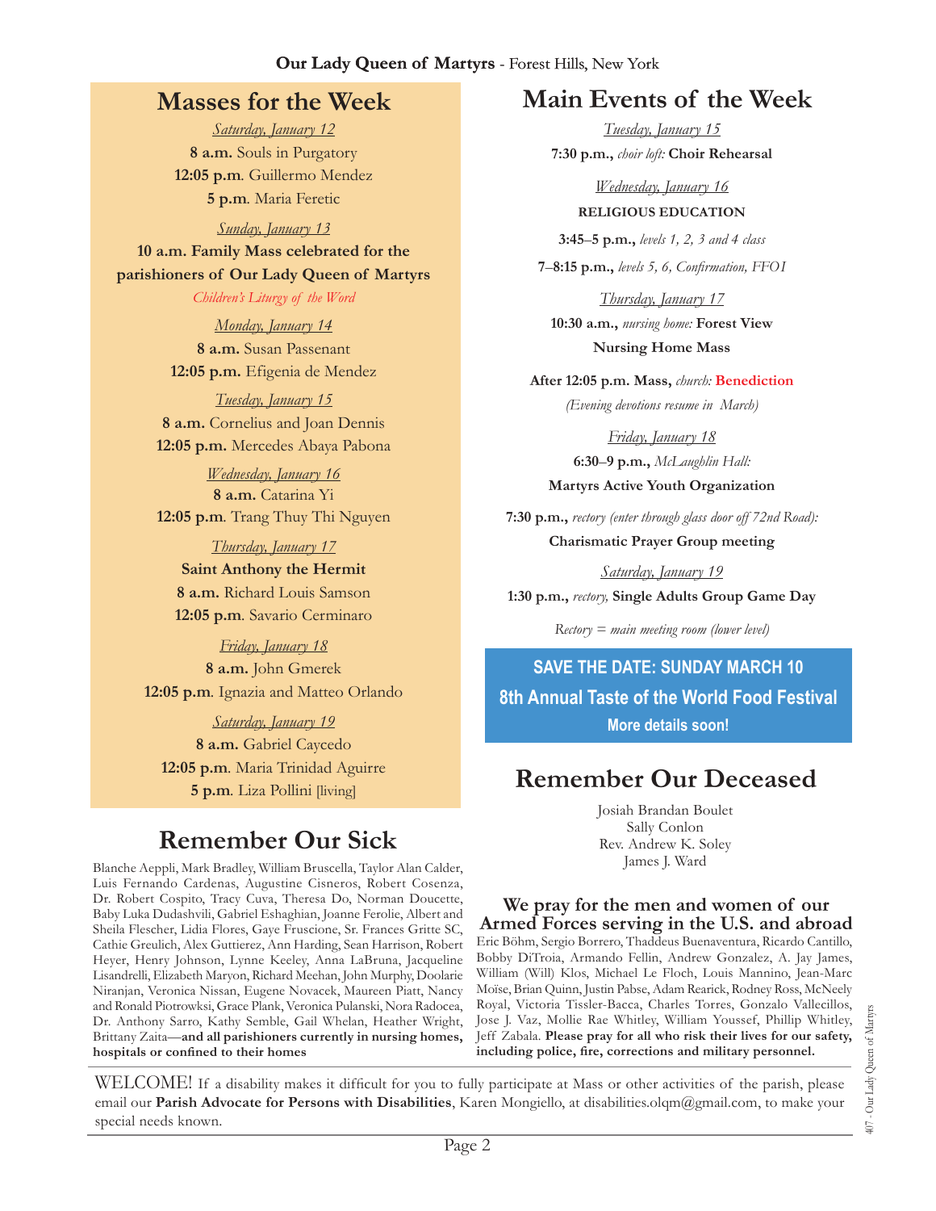## Masses for the Week

*Saturday, January 12*

**8 a.m.** Souls in Purgatory
**12:05 p.m**. Guillermo Mendez
**5 p.m**. Maria Feretic

*Sunday, January 13*

**10 a.m. Family Mass celebrated for the parishioners of Our Lady Queen of Martyrs**
*Children's Liturgy of the Word*

*Monday, January 14*

**8 a.m.** Susan Passenant
**12:05 p.m.** Efigenia de Mendez

*Tuesday, January 15*

**8 a.m.** Cornelius and Joan Dennis
**12:05 p.m.** Mercedes Abaya Pabona

*Wednesday, January 16*

**8 a.m.** Catarina Yi
**12:05 p.m**. Trang Thuy Thi Nguyen

*Thursday, January 17*

**Saint Anthony the Hermit**
**8 a.m.** Richard Louis Samson
**12:05 p.m**. Savario Cerminaro

*Friday, January 18*

**8 a.m.** John Gmerek
**12:05 p.m**. Ignazia and Matteo Orlando

*Saturday, January 19*

**8 a.m.** Gabriel Caycedo
**12:05 p.m**. Maria Trinidad Aguirre
**5 p.m**. Liza Pollini [living]

## Remember Our Sick

Blanche Aeppli, Mark Bradley, William Bruscella, Taylor Alan Calder, Luis Fernando Cardenas, Augustine Cisneros, Robert Cosenza, Dr. Robert Cospito, Tracy Cuva, Theresa Do, Norman Doucette, Baby Luka Dudashvili, Gabriel Eshaghian, Joanne Ferolie, Albert and Sheila Flescher, Lidia Flores, Gaye Fruscione, Sr. Frances Gritte SC, Cathie Greulich, Alex Guttierez, Ann Harding, Sean Harrison, Robert Heyer, Henry Johnson, Lynne Keeley, Anna LaBruna, Jacqueline Lisandrelli, Elizabeth Maryon, Richard Meehan, John Murphy, Doolarie Niranjan, Veronica Nissan, Eugene Novacek, Maureen Piatt, Nancy and Ronald Piotrowksi, Grace Plank, Veronica Pulanski, Nora Radocea, Dr. Anthony Sarro, Kathy Semble, Gail Whelan, Heather Wright, Brittany Zaita—**and all parishioners currently in nursing homes, hospitals or confined to their homes**

## Main Events of the Week

*Tuesday, January 15*

**7:30 p.m.,** *choir loft:* **Choir Rehearsal**

*Wednesday, January 16*

**RELIGIOUS EDUCATION**

**3:45–5 p.m.,** *levels 1, 2, 3 and 4 class*

**7–8:15 p.m.,** *levels 5, 6, Confirmation, FFOI*

*Thursday, January 17*

**10:30 a.m.,** *nursing home:* **Forest View Nursing Home Mass**

**After 12:05 p.m. Mass,** *church:* **Benediction**
*(Evening devotions resume in March)*

*Friday, January 18*

**6:30–9 p.m.,** *McLaughlin Hall:* **Martyrs Active Youth Organization**

**7:30 p.m.,** *rectory (enter through glass door off 72nd Road):* **Charismatic Prayer Group meeting**

*Saturday, January 19*

**1:30 p.m.,** *rectory,* **Single Adults Group Game Day**

*Rectory = main meeting room (lower level)*

**SAVE THE DATE: SUNDAY MARCH 10**
**8th Annual Taste of the World Food Festival**
**More details soon!**

## Remember Our Deceased

Josiah Brandan Boulet
Sally Conlon
Rev. Andrew K. Soley
James J. Ward

### We pray for the men and women of our Armed Forces serving in the U.S. and abroad

Eric Böhm, Sergio Borrero, Thaddeus Buenaventura, Ricardo Cantillo, Bobby DiTroia, Armando Fellin, Andrew Gonzalez, A. Jay James, William (Will) Klos, Michael Le Floch, Louis Mannino, Jean-Marc Moïse, Brian Quinn, Justin Pabse, Adam Rearick, Rodney Ross, McNeely Royal, Victoria Tissler-Bacca, Charles Torres, Gonzalo Vallecillos, Jose J. Vaz, Mollie Rae Whitley, William Youssef, Phillip Whitley, Jeff Zabala. **Please pray for all who risk their lives for our safety, including police, fire, corrections and military personnel.**

WELCOME! If a disability makes it difficult for you to fully participate at Mass or other activities of the parish, please email our **Parish Advocate for Persons with Disabilities**, Karen Mongiello, at disabilities.olqm@gmail.com, to make your special needs known.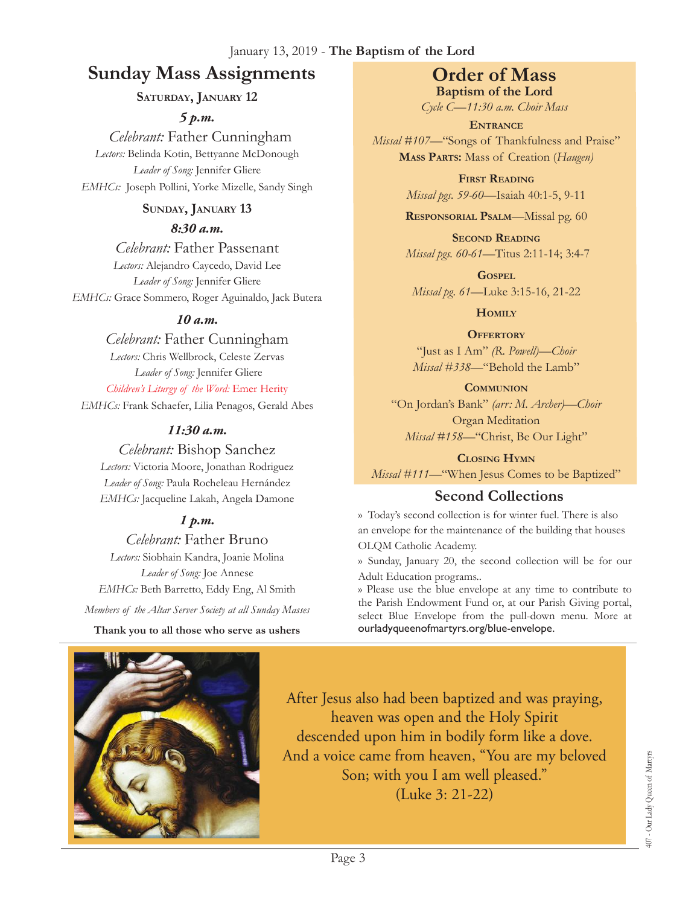January 13, 2019 - **The Baptism of the Lord**

# Sunday Mass Assignments

## Saturday, January 12

### *5 p.m.*

*Celebrant:* Father Cunningham
*Lectors:* Belinda Kotin, Bettyanne McDonough
*Leader of Song:* Jennifer Gliere
*EMHCs:* Joseph Pollini, Yorke Mizelle, Sandy Singh

## Sunday, January 13

### *8:30 a.m.*

*Celebrant:* Father Passenant
*Lectors:* Alejandro Caycedo, David Lee
*Leader of Song:* Jennifer Gliere
*EMHCs:* Grace Sommero, Roger Aguinaldo, Jack Butera

### *10 a.m.*

*Celebrant:* Father Cunningham
*Lectors:* Chris Wellbrock, Celeste Zervas
*Leader of Song:* Jennifer Gliere
*Children's Liturgy of the Word:* Emer Herity
*EMHCs:* Frank Schaefer, Lilia Penagos, Gerald Abes

### *11:30 a.m.*

*Celebrant:* Bishop Sanchez
*Lectors:* Victoria Moore, Jonathan Rodriguez
*Leader of Song:* Paula Rocheleau Hernández
*EMHCs:* Jacqueline Lakah, Angela Damone

### *1 p.m.*

*Celebrant:* Father Bruno
*Lectors:* Siobhain Kandra, Joanie Molina
*Leader of Song:* Joe Annese
*EMHCs:* Beth Barretto, Eddy Eng, Al Smith

*Members of the Altar Server Society at all Sunday Masses*

**Thank you to all those who serve as ushers**

# Order of Mass

**Baptism of the Lord**

*Cycle C—11:30 a.m. Choir Mass*

**Entrance**
*Missal #107*—"Songs of Thankfulness and Praise"
**Mass Parts:** Mass of Creation (*Haugen)*

**First Reading**
*Missal pgs. 59-60*—Isaiah 40:1-5, 9-11

**Responsorial Psalm**—Missal pg. 60

**Second Reading**
*Missal pgs. 60-61*—Titus 2:11-14; 3:4-7

**Gospel**
*Missal pg. 61*—Luke 3:15-16, 21-22

**Homily**

**Offertory**
"Just as I Am" *(R. Powell)—Choir*
*Missal #338*—"Behold the Lamb"

**Communion**
"On Jordan's Bank" *(arr: M. Archer)—Choir*
Organ Meditation
*Missal #158*—"Christ, Be Our Light"

**Closing Hymn**
*Missal #111*—"When Jesus Comes to be Baptized"

## Second Collections

» Today's second collection is for winter fuel. There is also an envelope for the maintenance of the building that houses OLQM Catholic Academy.

» Sunday, January 20, the second collection will be for our Adult Education programs..

» Please use the blue envelope at any time to contribute to the Parish Endowment Fund or, at our Parish Giving portal, select Blue Envelope from the pull-down menu. More at ourladyqueenofmartyrs.org/blue-envelope.

After Jesus also had been baptized and was praying, heaven was open and the Holy Spirit descended upon him in bodily form like a dove. And a voice came from heaven, "You are my beloved Son; with you I am well pleased." (Luke 3: 21-22)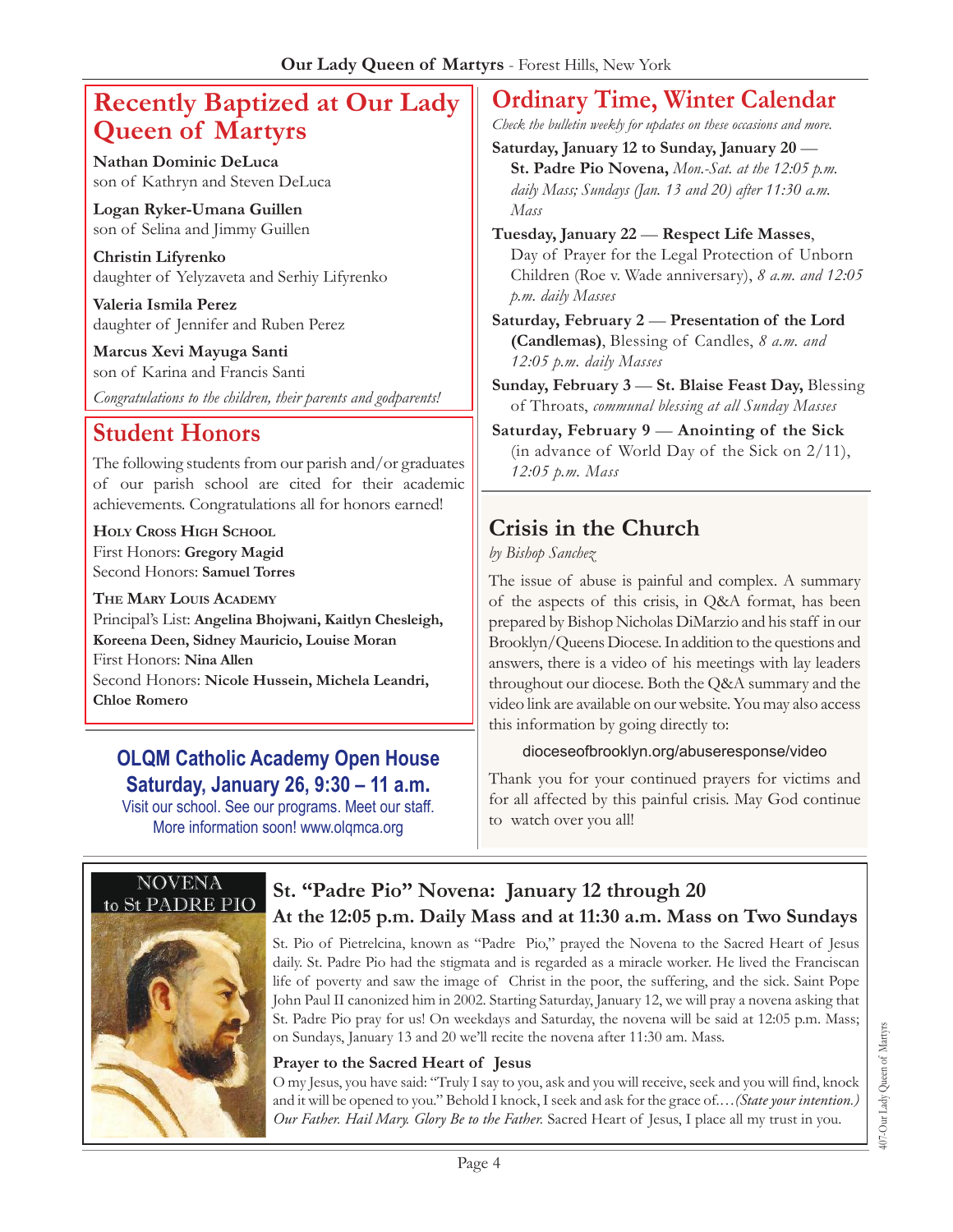## Recently Baptized at Our Lady Queen of Martyrs

**Nathan Dominic DeLuca**
son of Kathryn and Steven DeLuca

**Logan Ryker-Umana Guillen**
son of Selina and Jimmy Guillen

**Christin Lifyrenko**
daughter of Yelyzaveta and Serhiy Lifyrenko

**Valeria Ismila Perez**
daughter of Jennifer and Ruben Perez

**Marcus Xevi Mayuga Santi**
son of Karina and Francis Santi

*Congratulations to the children, their parents and godparents!*

## Student Honors

The following students from our parish and/or graduates of our parish school are cited for their academic achievements. Congratulations all for honors earned!

**Holy Cross High School**
First Honors: **Gregory Magid**
Second Honors: **Samuel Torres**

**The Mary Louis Academy**
Principal's List: **Angelina Bhojwani, Kaitlyn Chesleigh, Koreena Deen, Sidney Mauricio, Louise Moran**
First Honors: **Nina Allen**
Second Honors: **Nicole Hussein, Michela Leandri, Chloe Romero**

### OLQM Catholic Academy Open House
### Saturday, January 26, 9:30 – 11 a.m.

Visit our school. See our programs. Meet our staff.
More information soon! www.olqmca.org

## Ordinary Time, Winter Calendar

*Check the bulletin weekly for updates on these occasions and more.*

**Saturday, January 12 to Sunday, January 20 — St. Padre Pio Novena,** *Mon.-Sat. at the 12:05 p.m. daily Mass; Sundays (Jan. 13 and 20) after 11:30 a.m. Mass*

**Tuesday, January 22 — Respect Life Masses**, Day of Prayer for the Legal Protection of Unborn Children (Roe v. Wade anniversary), *8 a.m. and 12:05 p.m. daily Masses*

**Saturday, February 2 — Presentation of the Lord (Candlemas)**, Blessing of Candles, *8 a.m. and 12:05 p.m. daily Masses*

**Sunday, February 3 — St. Blaise Feast Day,** Blessing of Throats, *communal blessing at all Sunday Masses*

**Saturday, February 9 — Anointing of the Sick** (in advance of World Day of the Sick on 2/11), *12:05 p.m. Mass*

## Crisis in the Church

*by Bishop Sanchez*

The issue of abuse is painful and complex. A summary of the aspects of this crisis, in Q&A format, has been prepared by Bishop Nicholas DiMarzio and his staff in our Brooklyn/Queens Diocese. In addition to the questions and answers, there is a video of his meetings with lay leaders throughout our diocese. Both the Q&A summary and the video link are available on our website. You may also access this information by going directly to:

dioceseofbrooklyn.org/abuseresponse/video

Thank you for your continued prayers for victims and for all affected by this painful crisis. May God continue to watch over you all!

NOVENA to St PADRE PIO

## St. "Padre Pio" Novena: January 12 through 20
### At the 12:05 p.m. Daily Mass and at 11:30 a.m. Mass on Two Sundays

St. Pio of Pietrelcina, known as "Padre Pio," prayed the Novena to the Sacred Heart of Jesus daily. St. Padre Pio had the stigmata and is regarded as a miracle worker. He lived the Franciscan life of poverty and saw the image of Christ in the poor, the suffering, and the sick. Saint Pope John Paul II canonized him in 2002. Starting Saturday, January 12, we will pray a novena asking that St. Padre Pio pray for us! On weekdays and Saturday, the novena will be said at 12:05 p.m. Mass; on Sundays, January 13 and 20 we'll recite the novena after 11:30 am. Mass.

**Prayer to the Sacred Heart of Jesus**

O my Jesus, you have said: "Truly I say to you, ask and you will receive, seek and you will find, knock and it will be opened to you." Behold I knock, I seek and ask for the grace of.… *(State your intention.) Our Father. Hail Mary. Glory Be to the Father.* Sacred Heart of Jesus, I place all my trust in you.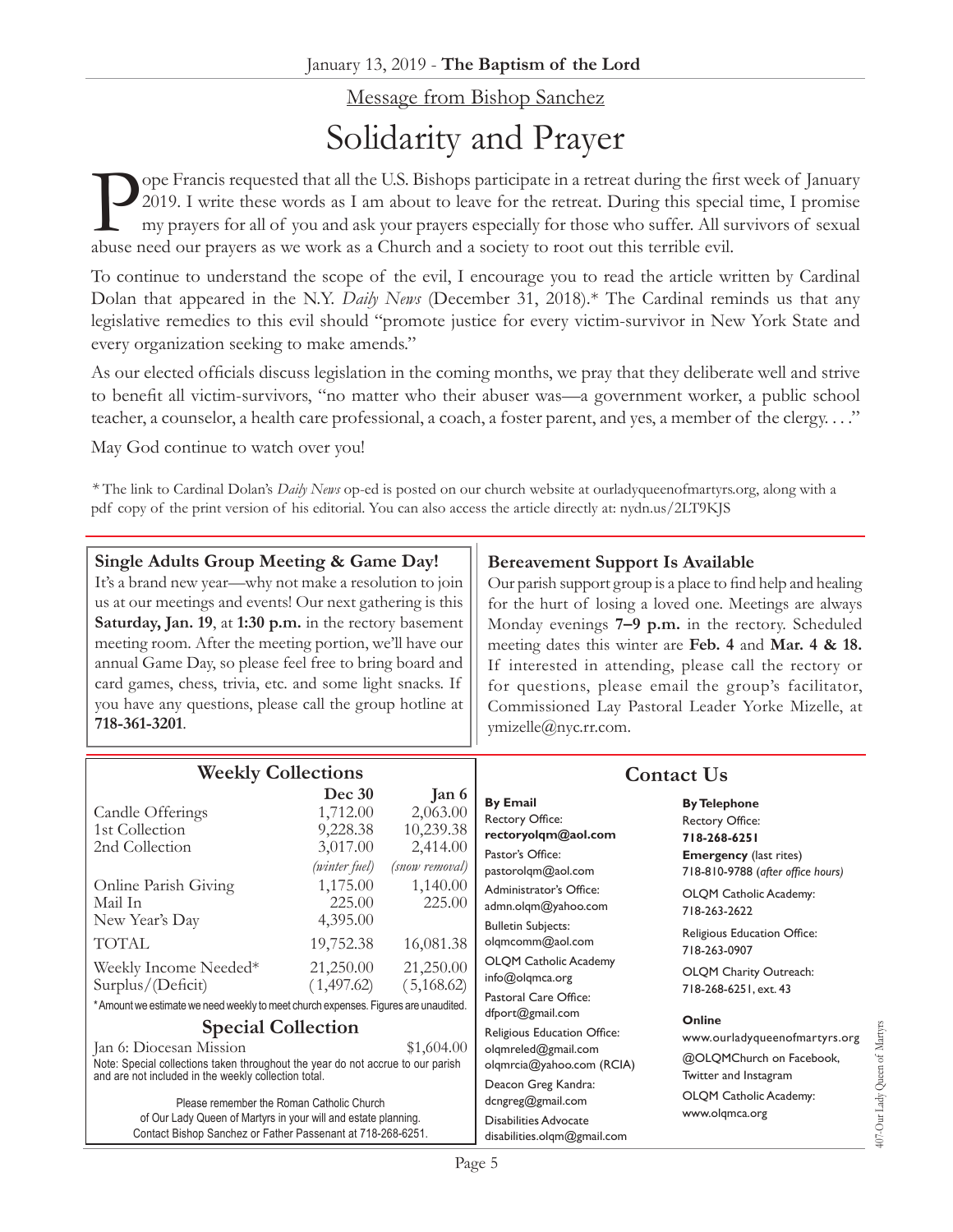January 13, 2019 - **The Baptism of the Lord**

Message from Bishop Sanchez

# Solidarity and Prayer

Pope Francis requested that all the U.S. Bishops participate in a retreat during the first week of January 2019. I write these words as I am about to leave for the retreat. During this special time, I promise my prayers for all of you and ask your prayers especially for those who suffer. All survivors of sexual abuse need our prayers as we work as a Church and a society to root out this terrible evil.

To continue to understand the scope of the evil, I encourage you to read the article written by Cardinal Dolan that appeared in the N.Y. *Daily News* (December 31, 2018).* The Cardinal reminds us that any legislative remedies to this evil should "promote justice for every victim-survivor in New York State and every organization seeking to make amends."

As our elected officials discuss legislation in the coming months, we pray that they deliberate well and strive to benefit all victim-survivors, "no matter who their abuser was—a government worker, a public school teacher, a counselor, a health care professional, a coach, a foster parent, and yes, a member of the clergy. . . ."

May God continue to watch over you!

* The link to Cardinal Dolan's *Daily News* op-ed is posted on our church website at ourladyqueenofmartyrs.org, along with a pdf copy of the print version of his editorial. You can also access the article directly at: nydn.us/2LT9KJS

### Single Adults Group Meeting & Game Day!

It's a brand new year—why not make a resolution to join us at our meetings and events! Our next gathering is this **Saturday, Jan. 19**, at **1:30 p.m.** in the rectory basement meeting room. After the meeting portion, we'll have our annual Game Day, so please feel free to bring board and card games, chess, trivia, etc. and some light snacks. If you have any questions, please call the group hotline at **718-361-3201**.

### Bereavement Support Is Available

Our parish support group is a place to find help and healing for the hurt of losing a loved one. Meetings are always Monday evenings **7–9 p.m.** in the rectory. Scheduled meeting dates this winter are **Feb. 4** and **Mar. 4 & 18.** If interested in attending, please call the rectory or for questions, please email the group's facilitator, Commissioned Lay Pastoral Leader Yorke Mizelle, at ymizelle@nyc.rr.com.

## Weekly Collections

| | Dec 30 | Jan 6 |
|---|---|---|
| Candle Offerings | 1,712.00 | 2,063.00 |
| 1st Collection | 9,228.38 | 10,239.38 |
| 2nd Collection | 3,017.00 | 2,414.00 |
| | *(winter fuel)* | *(snow removal)* |
| Online Parish Giving | 1,175.00 | 1,140.00 |
| Mail In | 225.00 | 225.00 |
| New Year's Day | 4,395.00 | |
| TOTAL | 19,752.38 | 16,081.38 |
| Weekly Income Needed* | 21,250.00 | 21,250.00 |
| Surplus/(Deficit) | (1,497.62) | (5,168.62) |

* Amount we estimate we need weekly to meet church expenses. Figures are unaudited.

## Special Collection

Jan 6: Diocesan Mission $1,604.00

Note: Special collections taken throughout the year do not accrue to our parish and are not included in the weekly collection total.

Please remember the Roman Catholic Church of Our Lady Queen of Martyrs in your will and estate planning. Contact Bishop Sanchez or Father Passenant at 718-268-6251.

## Contact Us

**By Email**

Rectory Office:
**rectoryolqm@aol.com**

Pastor's Office:
pastorolqm@aol.com

Administrator's Office:
admn.olqm@yahoo.com

Bulletin Subjects:
olqmcomm@aol.com

OLQM Catholic Academy
info@olqmca.org

Pastoral Care Office:
dfport@gmail.com

Religious Education Office:
olqmreled@gmail.com
olqmrcia@yahoo.com (RCIA)

Deacon Greg Kandra:
dcngreg@gmail.com

Disabilities Advocate
disabilities.olqm@gmail.com

**By Telephone**

Rectory Office:
**718-268-6251**

**Emergency** (last rites)
718-810-9788 (*after office hours*)

OLQM Catholic Academy:
718-263-2622

Religious Education Office:
718-263-0907

OLQM Charity Outreach:
718-268-6251, ext. 43

**Online**

www.ourladyqueenofmartyrs.org

@OLQMChurch on Facebook, Twitter and Instagram

OLQM Catholic Academy:
www.olqmca.org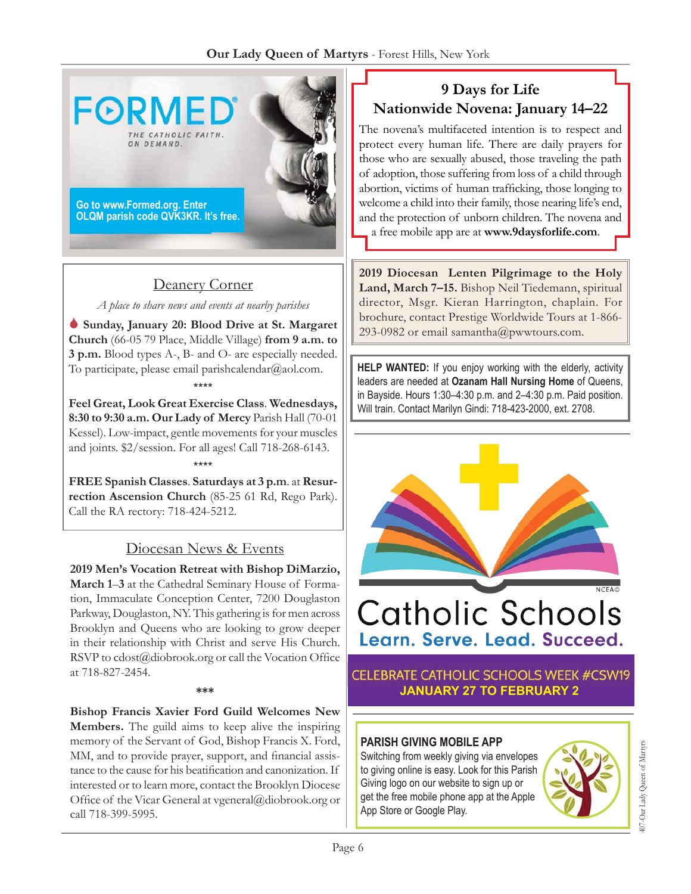FORMED
THE CATHOLIC FAITH. ON DEMAND.

Go to www.Formed.org. Enter OLQM parish code QVK3KR. It's free.

## Deanery Corner

*A place to share news and events at nearby parishes*

**Sunday, January 20: Blood Drive at St. Margaret Church** (66-05 79 Place, Middle Village) **from 9 a.m. to 3 p.m.** Blood types A-, B- and O- are especially needed. To participate, please email parishcalendar@aol.com.

****

**Feel Great, Look Great Exercise Class**. **Wednesdays, 8:30 to 9:30 a.m. Our Lady of Mercy** Parish Hall (70-01 Kessel). Low-impact, gentle movements for your muscles and joints. $2/session. For all ages! Call 718-268-6143.

****

**FREE Spanish Classes**. **Saturdays at 3 p.m**. at **Resurrection Ascension Church** (85-25 61 Rd, Rego Park). Call the RA rectory: 718-424-5212.

## Diocesan News & Events

**2019 Men's Vocation Retreat with Bishop DiMarzio, March 1–3** at the Cathedral Seminary House of Formation, Immaculate Conception Center, 7200 Douglaston Parkway, Douglaston, NY. This gathering is for men across Brooklyn and Queens who are looking to grow deeper in their relationship with Christ and serve His Church. RSVP to cdost@diobrook.org or call the Vocation Office at 718-827-2454.

***

**Bishop Francis Xavier Ford Guild Welcomes New Members.** The guild aims to keep alive the inspiring memory of the Servant of God, Bishop Francis X. Ford, MM, and to provide prayer, support, and financial assistance to the cause for his beatification and canonization. If interested or to learn more, contact the Brooklyn Diocese Office of the Vicar General at vgeneral@diobrook.org or call 718-399-5995.

## 9 Days for Life Nationwide Novena: January 14–22

The novena's multifaceted intention is to respect and protect every human life. There are daily prayers for those who are sexually abused, those traveling the path of adoption, those suffering from loss of a child through abortion, victims of human trafficking, those longing to welcome a child into their family, those nearing life's end, and the protection of unborn children. The novena and a free mobile app are at **www.9daysforlife.com**.

**2019 Diocesan Lenten Pilgrimage to the Holy Land, March 7–15.** Bishop Neil Tiedemann, spiritual director, Msgr. Kieran Harrington, chaplain. For brochure, contact Prestige Worldwide Tours at 1-866-293-0982 or email samantha@pwwtours.com.

**HELP WANTED:** If you enjoy working with the elderly, activity leaders are needed at **Ozanam Hall Nursing Home** of Queens, in Bayside. Hours 1:30–4:30 p.m. and 2–4:30 p.m. Paid position. Will train. Contact Marilyn Gindi: 718-423-2000, ext. 2708.

NCEA©

Catholic Schools
Learn. Serve. Lead. Succeed.

CELEBRATE CATHOLIC SCHOOLS WEEK #CSW19
JANUARY 27 TO FEBRUARY 2

**PARISH GIVING MOBILE APP**

Switching from weekly giving via envelopes to giving online is easy. Look for this Parish Giving logo on our website to sign up or get the free mobile phone app at the Apple App Store or Google Play.